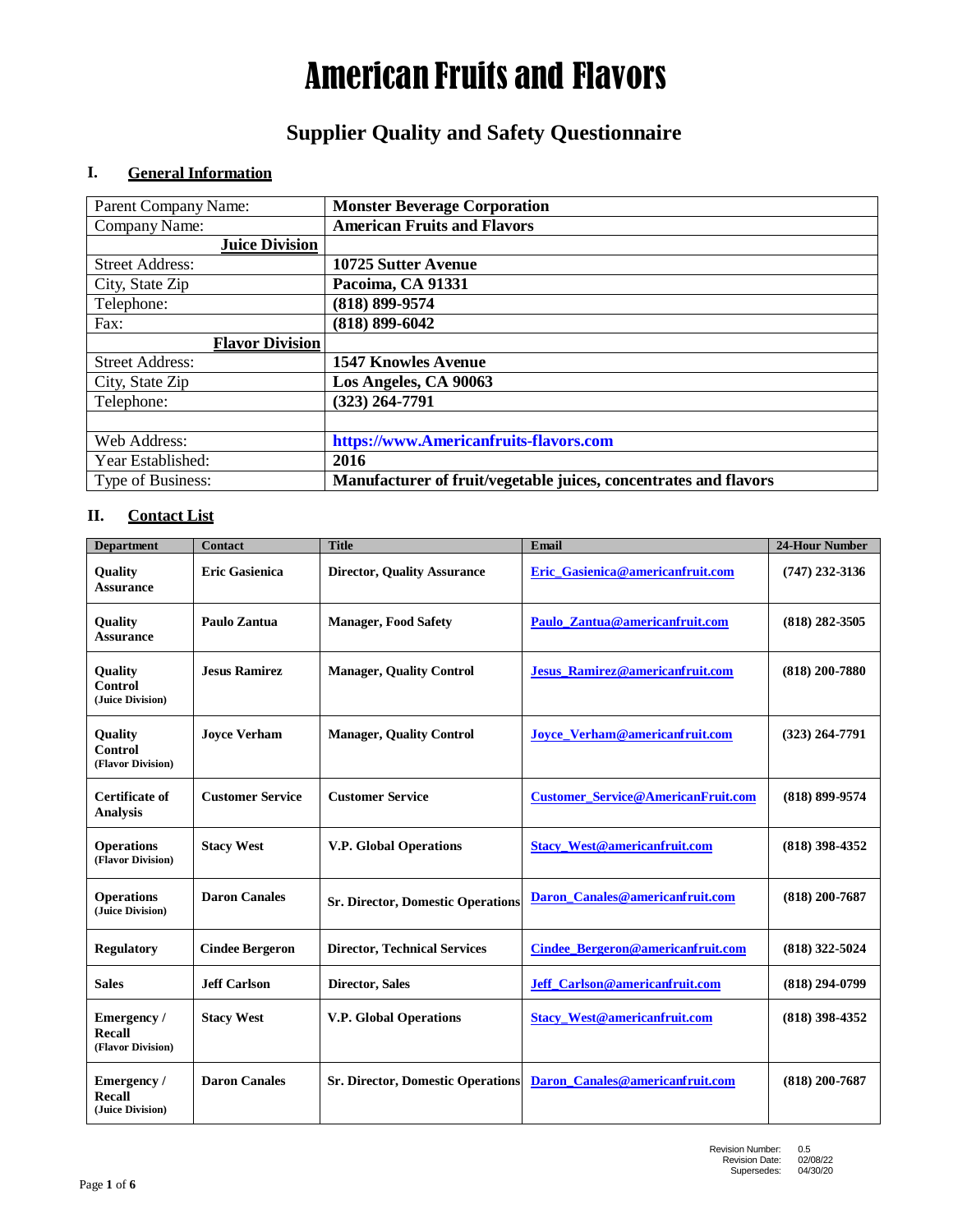# American Fruits and Flavors

## Supplier Quality and Safety Questionnaire

### I. General Information

| | |
|---|---|
| Parent Company Name: | **Monster Beverage Corporation** |
| Company Name: | **American Fruits and Flavors** |
| **Juice Division** | |
| Street Address: | **10725 Sutter Avenue** |
| City, State Zip | **Pacoima, CA 91331** |
| Telephone: | **(818) 899-9574** |
| Fax: | **(818) 899-6042** |
| **Flavor Division** | |
| Street Address: | **1547 Knowles Avenue** |
| City, State Zip | **Los Angeles, CA 90063** |
| Telephone: | **(323) 264-7791** |
| | |
| Web Address: | **https://www.Americanfruits-flavors.com** |
| Year Established: | **2016** |
| Type of Business: | **Manufacturer of fruit/vegetable juices, concentrates and flavors** |

### II. Contact List

| Department | Contact | Title | Email | 24-Hour Number |
|---|---|---|---|---|
| **Quality Assurance** | **Eric Gasienica** | **Director, Quality Assurance** | **Eric_Gasienica@americanfruit.com** | **(747) 232-3136** |
| **Quality Assurance** | **Paulo Zantua** | **Manager, Food Safety** | **Paulo_Zantua@americanfruit.com** | **(818) 282-3505** |
| **Quality Control (Juice Division)** | **Jesus Ramirez** | **Manager, Quality Control** | **Jesus_Ramirez@americanfruit.com** | **(818) 200-7880** |
| **Quality Control (Flavor Division)** | **Joyce Verham** | **Manager, Quality Control** | **Joyce_Verham@americanfruit.com** | **(323) 264-7791** |
| **Certificate of Analysis** | **Customer Service** | **Customer Service** | **Customer_Service@AmericanFruit.com** | **(818) 899-9574** |
| **Operations (Flavor Division)** | **Stacy West** | **V.P. Global Operations** | **Stacy_West@americanfruit.com** | **(818) 398-4352** |
| **Operations (Juice Division)** | **Daron Canales** | **Sr. Director, Domestic Operations** | **Daron_Canales@americanfruit.com** | **(818) 200-7687** |
| **Regulatory** | **Cindee Bergeron** | **Director, Technical Services** | **Cindee_Bergeron@americanfruit.com** | **(818) 322-5024** |
| **Sales** | **Jeff Carlson** | **Director, Sales** | **Jeff_Carlson@americanfruit.com** | **(818) 294-0799** |
| **Emergency / Recall (Flavor Division)** | **Stacy West** | **V.P. Global Operations** | **Stacy_West@americanfruit.com** | **(818) 398-4352** |
| **Emergency / Recall (Juice Division)** | **Daron Canales** | **Sr. Director, Domestic Operations** | **Daron_Canales@americanfruit.com** | **(818) 200-7687** |

Revision Number: 0.5
Revision Date: 02/08/22
Supersedes: 04/30/20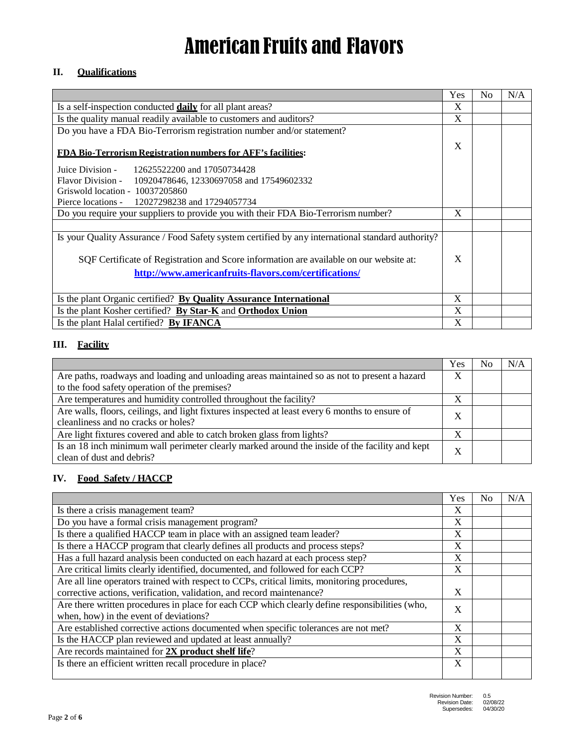# American Fruits and Flavors

## II. Qualifications

| | Yes | No | N/A |
|---|---|---|---|
| Is a self-inspection conducted **daily** for all plant areas? | X | | |
| Is the quality manual readily available to customers and auditors? | X | | |
| Do you have a FDA Bio-Terrorism registration number and/or statement?<br><br>**FDA Bio-Terrorism Registration numbers for AFF's facilities:**<br><br>Juice Division - 12625522200 and 17050734428<br>Flavor Division - 10920478646, 12330697058 and 17549602332<br>Griswold location - 10037205860<br>Pierce locations - 12027298238 and 17294057734 | X | | |
| Do you require your suppliers to provide you with their FDA Bio-Terrorism number? | X | | |
| | | | |
| Is your Quality Assurance / Food Safety system certified by any international standard authority?<br><br>SQF Certificate of Registration and Score information are available on our website at:<br>**http://www.americanfruits-flavors.com/certifications/** | X | | |
| Is the plant Organic certified? **By Quality Assurance International** | X | | |
| Is the plant Kosher certified? **By Star-K** and **Orthodox Union** | X | | |
| Is the plant Halal certified? **By IFANCA** | X | | |

## III. Facility

| | Yes | No | N/A |
|---|---|---|---|
| Are paths, roadways and loading and unloading areas maintained so as not to present a hazard to the food safety operation of the premises? | X | | |
| Are temperatures and humidity controlled throughout the facility? | X | | |
| Are walls, floors, ceilings, and light fixtures inspected at least every 6 months to ensure of cleanliness and no cracks or holes? | X | | |
| Are light fixtures covered and able to catch broken glass from lights? | X | | |
| Is an 18 inch minimum wall perimeter clearly marked around the inside of the facility and kept clean of dust and debris? | X | | |

## IV. Food Safety / HACCP

| | Yes | No | N/A |
|---|---|---|---|
| Is there a crisis management team? | X | | |
| Do you have a formal crisis management program? | X | | |
| Is there a qualified HACCP team in place with an assigned team leader? | X | | |
| Is there a HACCP program that clearly defines all products and process steps? | X | | |
| Has a full hazard analysis been conducted on each hazard at each process step? | X | | |
| Are critical limits clearly identified, documented, and followed for each CCP? | X | | |
| Are all line operators trained with respect to CCPs, critical limits, monitoring procedures, corrective actions, verification, validation, and record maintenance? | X | | |
| Are there written procedures in place for each CCP which clearly define responsibilities (who, when, how) in the event of deviations? | X | | |
| Are established corrective actions documented when specific tolerances are not met? | X | | |
| Is the HACCP plan reviewed and updated at least annually? | X | | |
| Are records maintained for **2X product shelf life**? | X | | |
| Is there an efficient written recall procedure in place? | X | | |

Revision Number: 0.5
Revision Date: 02/08/22
Supersedes: 04/30/20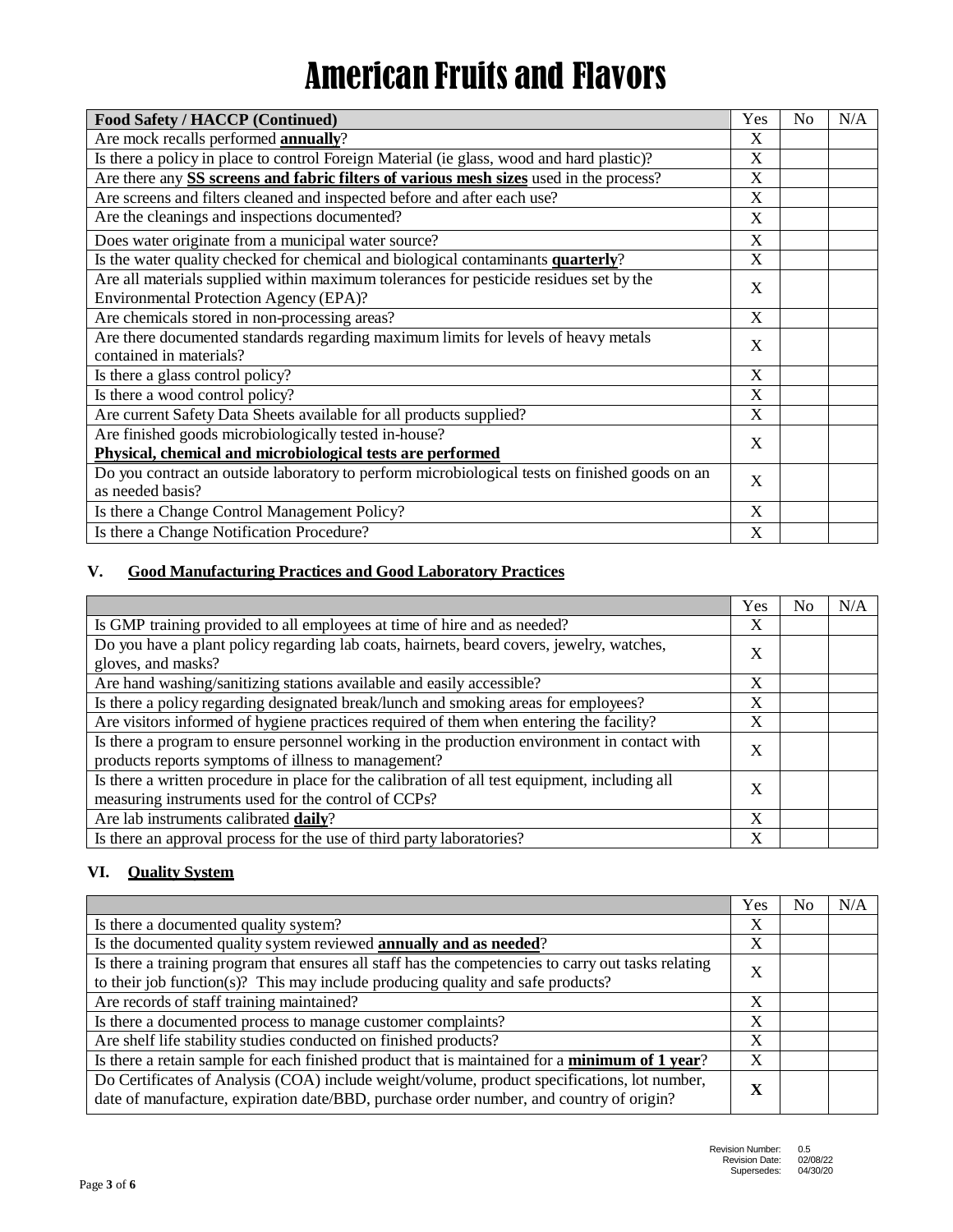# American Fruits and Flavors

| Food Safety / HACCP (Continued) | Yes | No | N/A |
|---|---|---|---|
| Are mock recalls performed **annually**? | X | | |
| Is there a policy in place to control Foreign Material (ie glass, wood and hard plastic)? | X | | |
| Are there any **SS screens and fabric filters of various mesh sizes** used in the process? | X | | |
| Are screens and filters cleaned and inspected before and after each use? | X | | |
| Are the cleanings and inspections documented? | X | | |
| Does water originate from a municipal water source? | X | | |
| Is the water quality checked for chemical and biological contaminants **quarterly**? | X | | |
| Are all materials supplied within maximum tolerances for pesticide residues set by the Environmental Protection Agency (EPA)? | X | | |
| Are chemicals stored in non-processing areas? | X | | |
| Are there documented standards regarding maximum limits for levels of heavy metals contained in materials? | X | | |
| Is there a glass control policy? | X | | |
| Is there a wood control policy? | X | | |
| Are current Safety Data Sheets available for all products supplied? | X | | |
| Are finished goods microbiologically tested in-house? **Physical, chemical and microbiological tests are performed** | X | | |
| Do you contract an outside laboratory to perform microbiological tests on finished goods on an as needed basis? | X | | |
| Is there a Change Control Management Policy? | X | | |
| Is there a Change Notification Procedure? | X | | |

## V. Good Manufacturing Practices and Good Laboratory Practices

| | Yes | No | N/A |
|---|---|---|---|
| Is GMP training provided to all employees at time of hire and as needed? | X | | |
| Do you have a plant policy regarding lab coats, hairnets, beard covers, jewelry, watches, gloves, and masks? | X | | |
| Are hand washing/sanitizing stations available and easily accessible? | X | | |
| Is there a policy regarding designated break/lunch and smoking areas for employees? | X | | |
| Are visitors informed of hygiene practices required of them when entering the facility? | X | | |
| Is there a program to ensure personnel working in the production environment in contact with products reports symptoms of illness to management? | X | | |
| Is there a written procedure in place for the calibration of all test equipment, including all measuring instruments used for the control of CCPs? | X | | |
| Are lab instruments calibrated **daily**? | X | | |
| Is there an approval process for the use of third party laboratories? | X | | |

## VI. Quality System

| | Yes | No | N/A |
|---|---|---|---|
| Is there a documented quality system? | X | | |
| Is the documented quality system reviewed **annually and as needed**? | X | | |
| Is there a training program that ensures all staff has the competencies to carry out tasks relating to their job function(s)? This may include producing quality and safe products? | X | | |
| Are records of staff training maintained? | X | | |
| Is there a documented process to manage customer complaints? | X | | |
| Are shelf life stability studies conducted on finished products? | X | | |
| Is there a retain sample for each finished product that is maintained for a **minimum of 1 year**? | X | | |
| Do Certificates of Analysis (COA) include weight/volume, product specifications, lot number, date of manufacture, expiration date/BBD, purchase order number, and country of origin? | **X** | | |

Revision Number: 0.5
Revision Date: 02/08/22
Supersedes: 04/30/20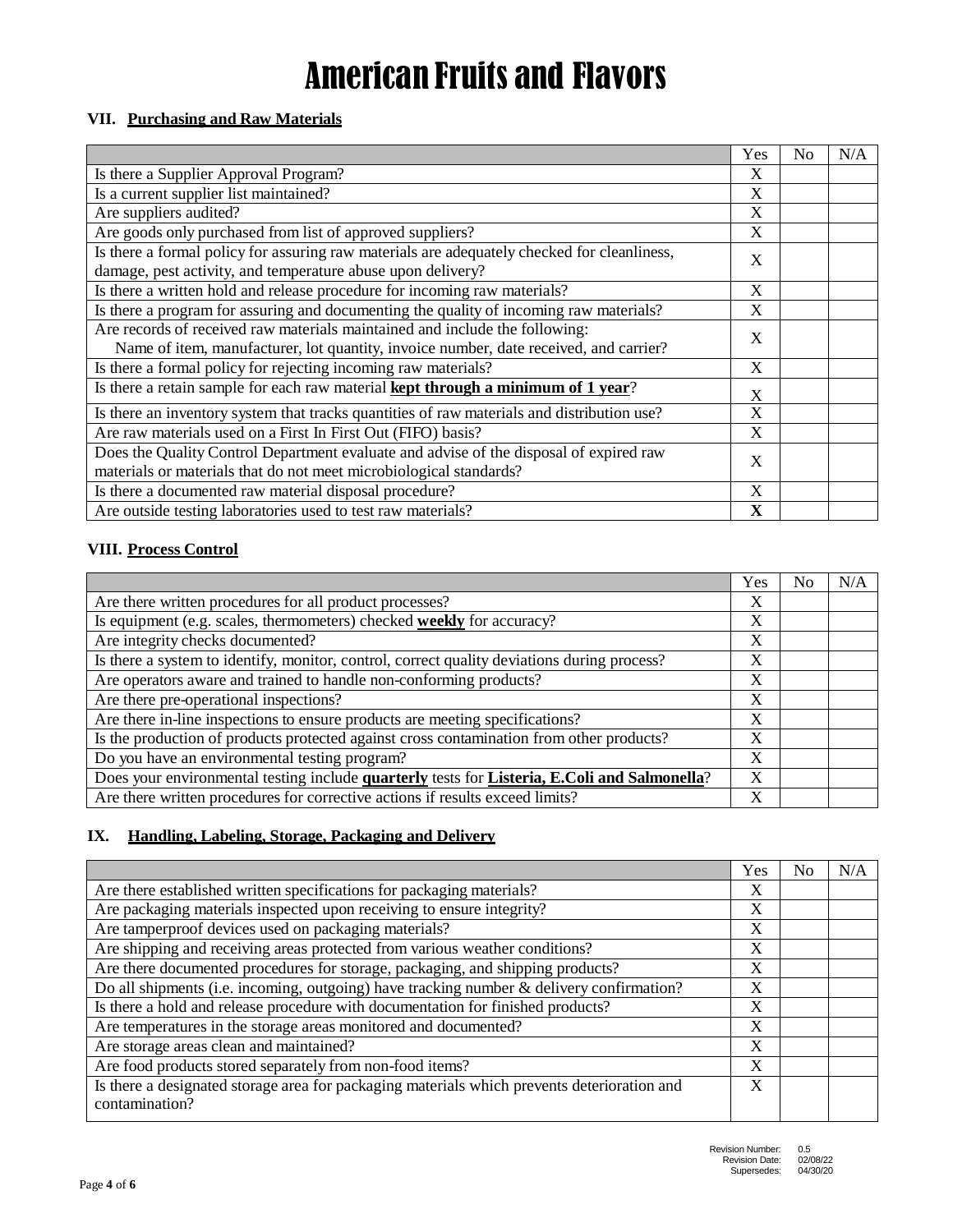# American Fruits and Flavors

## VII. Purchasing and Raw Materials

| | Yes | No | N/A |
|---|---|---|---|
| Is there a Supplier Approval Program? | X | | |
| Is a current supplier list maintained? | X | | |
| Are suppliers audited? | X | | |
| Are goods only purchased from list of approved suppliers? | X | | |
| Is there a formal policy for assuring raw materials are adequately checked for cleanliness, damage, pest activity, and temperature abuse upon delivery? | X | | |
| Is there a written hold and release procedure for incoming raw materials? | X | | |
| Is there a program for assuring and documenting the quality of incoming raw materials? | X | | |
| Are records of received raw materials maintained and include the following: Name of item, manufacturer, lot quantity, invoice number, date received, and carrier? | X | | |
| Is there a formal policy for rejecting incoming raw materials? | X | | |
| Is there a retain sample for each raw material **kept through a minimum of 1 year**? | X | | |
| Is there an inventory system that tracks quantities of raw materials and distribution use? | X | | |
| Are raw materials used on a First In First Out (FIFO) basis? | X | | |
| Does the Quality Control Department evaluate and advise of the disposal of expired raw materials or materials that do not meet microbiological standards? | X | | |
| Is there a documented raw material disposal procedure? | X | | |
| Are outside testing laboratories used to test raw materials? | **X** | | |

## VIII. Process Control

| | Yes | No | N/A |
|---|---|---|---|
| Are there written procedures for all product processes? | X | | |
| Is equipment (e.g. scales, thermometers) checked **weekly** for accuracy? | X | | |
| Are integrity checks documented? | X | | |
| Is there a system to identify, monitor, control, correct quality deviations during process? | X | | |
| Are operators aware and trained to handle non-conforming products? | X | | |
| Are there pre-operational inspections? | X | | |
| Are there in-line inspections to ensure products are meeting specifications? | X | | |
| Is the production of products protected against cross contamination from other products? | X | | |
| Do you have an environmental testing program? | X | | |
| Does your environmental testing include **quarterly** tests for **Listeria, E.Coli and Salmonella**? | X | | |
| Are there written procedures for corrective actions if results exceed limits? | X | | |

## IX. Handling, Labeling, Storage, Packaging and Delivery

| | Yes | No | N/A |
|---|---|---|---|
| Are there established written specifications for packaging materials? | X | | |
| Are packaging materials inspected upon receiving to ensure integrity? | X | | |
| Are tamperproof devices used on packaging materials? | X | | |
| Are shipping and receiving areas protected from various weather conditions? | X | | |
| Are there documented procedures for storage, packaging, and shipping products? | X | | |
| Do all shipments (i.e. incoming, outgoing) have tracking number & delivery confirmation? | X | | |
| Is there a hold and release procedure with documentation for finished products? | X | | |
| Are temperatures in the storage areas monitored and documented? | X | | |
| Are storage areas clean and maintained? | X | | |
| Are food products stored separately from non-food items? | X | | |
| Is there a designated storage area for packaging materials which prevents deterioration and contamination? | X | | |

Revision Number: 0.5
Revision Date: 02/08/22
Supersedes: 04/30/20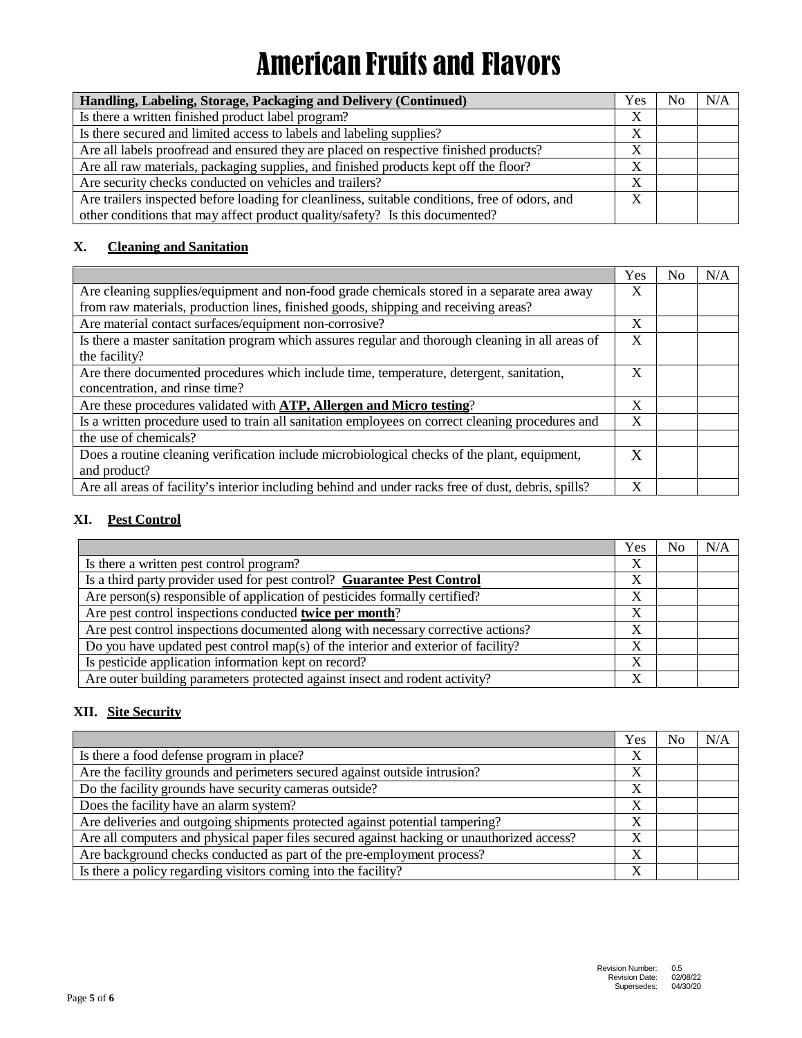# American Fruits and Flavors

| Handling, Labeling, Storage, Packaging and Delivery (Continued) | Yes | No | N/A |
|---|---|---|---|
| Is there a written finished product label program? | X | | |
| Is there secured and limited access to labels and labeling supplies? | X | | |
| Are all labels proofread and ensured they are placed on respective finished products? | X | | |
| Are all raw materials, packaging supplies, and finished products kept off the floor? | X | | |
| Are security checks conducted on vehicles and trailers? | X | | |
| Are trailers inspected before loading for cleanliness, suitable conditions, free of odors, and other conditions that may affect product quality/safety? Is this documented? | X | | |

## X. Cleaning and Sanitation

| | Yes | No | N/A |
|---|---|---|---|
| Are cleaning supplies/equipment and non-food grade chemicals stored in a separate area away from raw materials, production lines, finished goods, shipping and receiving areas? | X | | |
| Are material contact surfaces/equipment non-corrosive? | X | | |
| Is there a master sanitation program which assures regular and thorough cleaning in all areas of the facility? | X | | |
| Are there documented procedures which include time, temperature, detergent, sanitation, concentration, and rinse time? | X | | |
| Are these procedures validated with **ATP, Allergen and Micro testing**? | X | | |
| Is a written procedure used to train all sanitation employees on correct cleaning procedures and the use of chemicals? | X | | |
| Does a routine cleaning verification include microbiological checks of the plant, equipment, and product? | X | | |
| Are all areas of facility's interior including behind and under racks free of dust, debris, spills? | X | | |

## XI. Pest Control

| | Yes | No | N/A |
|---|---|---|---|
| Is there a written pest control program? | X | | |
| Is a third party provider used for pest control? **Guarantee Pest Control** | X | | |
| Are person(s) responsible of application of pesticides formally certified? | X | | |
| Are pest control inspections conducted **twice per month**? | X | | |
| Are pest control inspections documented along with necessary corrective actions? | X | | |
| Do you have updated pest control map(s) of the interior and exterior of facility? | X | | |
| Is pesticide application information kept on record? | X | | |
| Are outer building parameters protected against insect and rodent activity? | X | | |

## XII. Site Security

| | Yes | No | N/A |
|---|---|---|---|
| Is there a food defense program in place? | X | | |
| Are the facility grounds and perimeters secured against outside intrusion? | X | | |
| Do the facility grounds have security cameras outside? | X | | |
| Does the facility have an alarm system? | X | | |
| Are deliveries and outgoing shipments protected against potential tampering? | X | | |
| Are all computers and physical paper files secured against hacking or unauthorized access? | X | | |
| Are background checks conducted as part of the pre-employment process? | X | | |
| Is there a policy regarding visitors coming into the facility? | X | | |

Revision Number: 0.5
Revision Date: 02/08/22
Supersedes: 04/30/20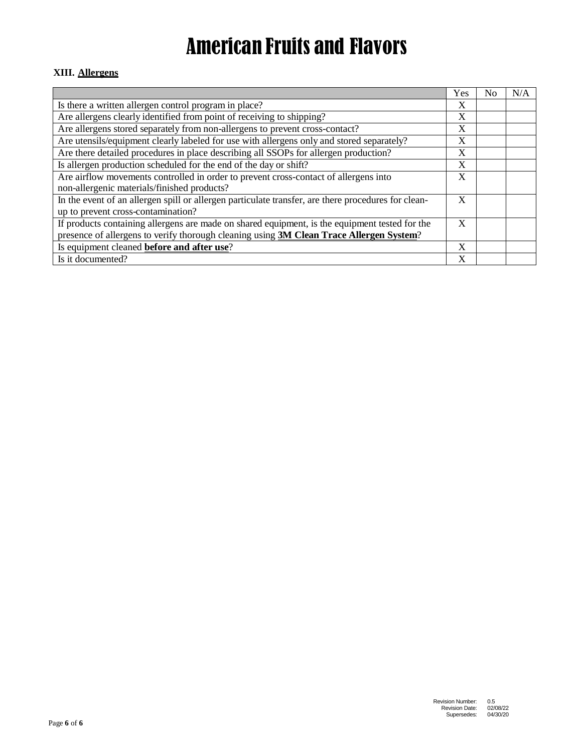# American Fruits and Flavors

**XIII. Allergens**

| | Yes | No | N/A |
|---|---|---|---|
| Is there a written allergen control program in place? | X | | |
| Are allergens clearly identified from point of receiving to shipping? | X | | |
| Are allergens stored separately from non-allergens to prevent cross-contact? | X | | |
| Are utensils/equipment clearly labeled for use with allergens only and stored separately? | X | | |
| Are there detailed procedures in place describing all SSOPs for allergen production? | X | | |
| Is allergen production scheduled for the end of the day or shift? | X | | |
| Are airflow movements controlled in order to prevent cross-contact of allergens into non-allergenic materials/finished products? | X | | |
| In the event of an allergen spill or allergen particulate transfer, are there procedures for clean-up to prevent cross-contamination? | X | | |
| If products containing allergens are made on shared equipment, is the equipment tested for the presence of allergens to verify thorough cleaning using **3M Clean Trace Allergen System**? | X | | |
| Is equipment cleaned **before and after use**? | X | | |
| Is it documented? | X | | |

Revision Number: 0.5
Revision Date: 02/08/22
Supersedes: 04/30/20